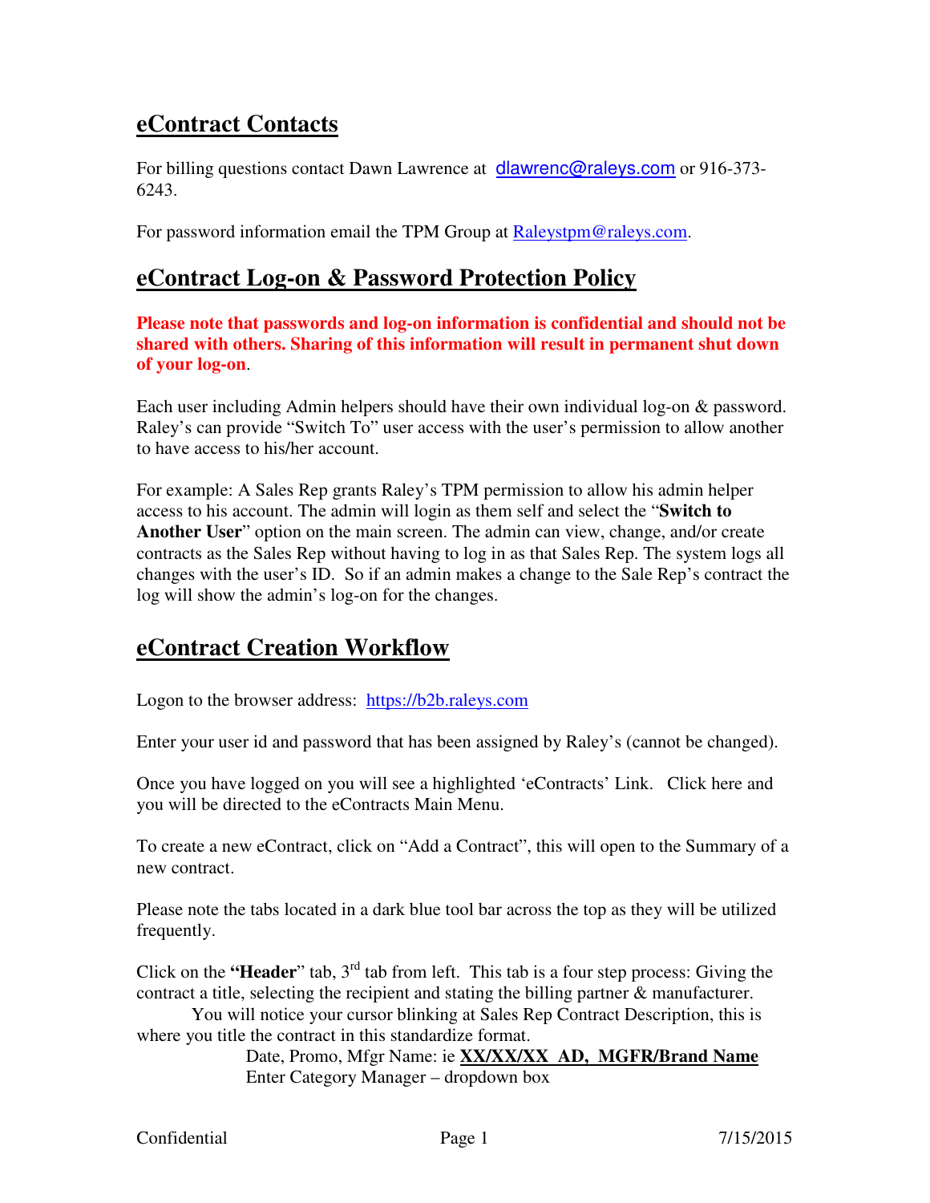## eContract Contacts

For billing questions contact Dawn Lawrence at dlawrenc@raleys.com or 916-373-6243.

For password information email the TPM Group at Raleystpm@raleys.com.

## eContract Log-on & Password Protection Policy

**Please note that passwords and log-on information is confidential and should not be shared with others. Sharing of this information will result in permanent shut down of your log-on**.

Each user including Admin helpers should have their own individual log-on & password. Raley's can provide "Switch To" user access with the user's permission to allow another to have access to his/her account.

For example: A Sales Rep grants Raley's TPM permission to allow his admin helper access to his account. The admin will login as them self and select the "**Switch to Another User**" option on the main screen. The admin can view, change, and/or create contracts as the Sales Rep without having to log in as that Sales Rep. The system logs all changes with the user's ID. So if an admin makes a change to the Sale Rep's contract the log will show the admin's log-on for the changes.

## eContract Creation Workflow

Logon to the browser address: https://b2b.raleys.com

Enter your user id and password that has been assigned by Raley's (cannot be changed).

Once you have logged on you will see a highlighted 'eContracts' Link. Click here and you will be directed to the eContracts Main Menu.

To create a new eContract, click on "Add a Contract", this will open to the Summary of a new contract.

Please note the tabs located in a dark blue tool bar across the top as they will be utilized frequently.

Click on the **"Header"** tab, 3rd tab from left. This tab is a four step process: Giving the contract a title, selecting the recipient and stating the billing partner & manufacturer.

You will notice your cursor blinking at Sales Rep Contract Description, this is where you title the contract in this standardize format.

Date, Promo, Mfgr Name: ie **XX/XX/XX AD, MGFR/Brand Name**

Enter Category Manager – dropdown box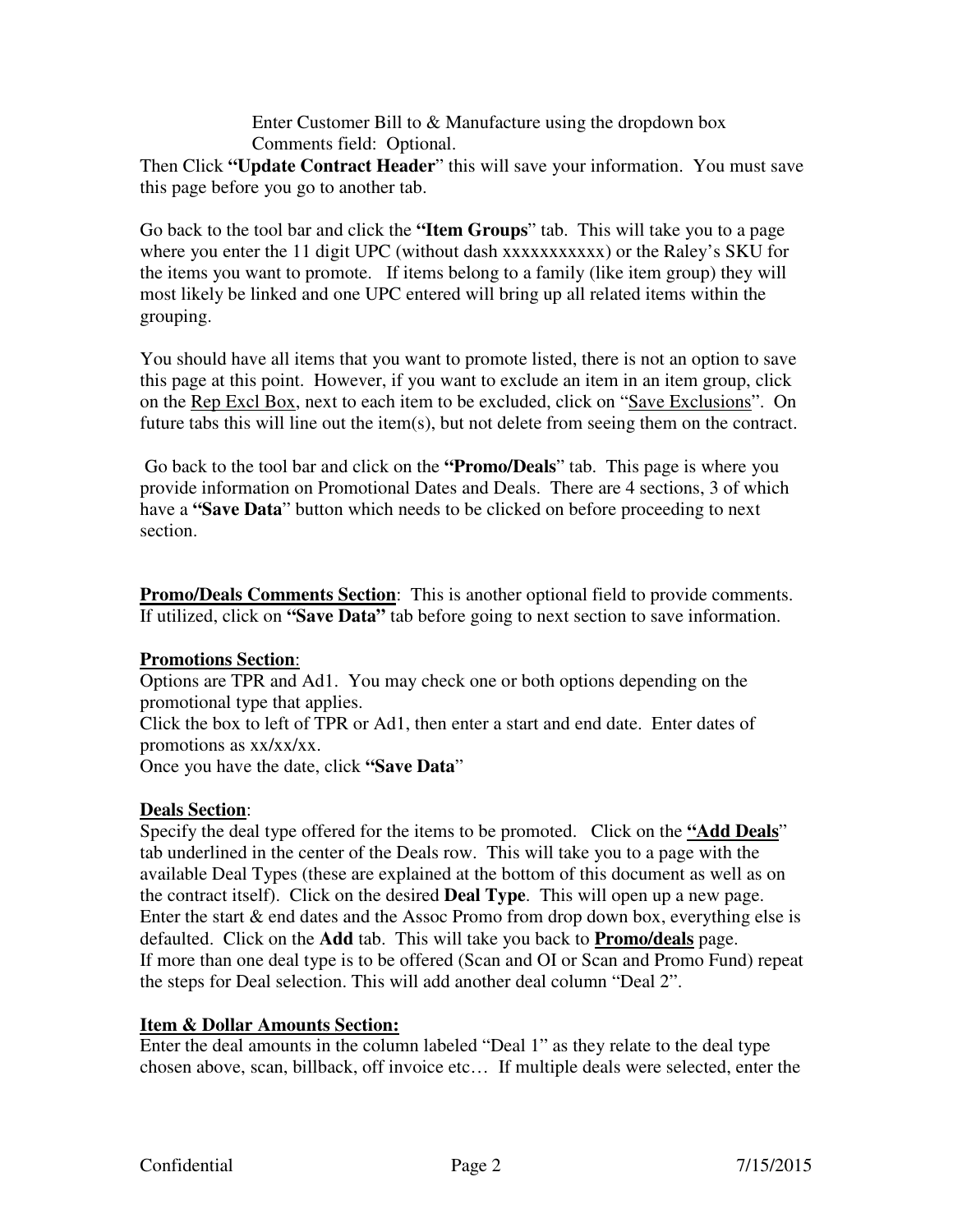Enter Customer Bill to & Manufacture using the dropdown box
Comments field: Optional.

Then Click **"Update Contract Header**" this will save your information. You must save this page before you go to another tab.

Go back to the tool bar and click the **"Item Groups**" tab. This will take you to a page where you enter the 11 digit UPC (without dash xxxxxxxxxxx) or the Raley's SKU for the items you want to promote. If items belong to a family (like item group) they will most likely be linked and one UPC entered will bring up all related items within the grouping.

You should have all items that you want to promote listed, there is not an option to save this page at this point. However, if you want to exclude an item in an item group, click on the <u>Rep Excl Box</u>, next to each item to be excluded, click on "<u>Save Exclusions</u>". On future tabs this will line out the item(s), but not delete from seeing them on the contract.

Go back to the tool bar and click on the **"Promo/Deals**" tab. This page is where you provide information on Promotional Dates and Deals. There are 4 sections, 3 of which have a **"Save Data**" button which needs to be clicked on before proceeding to next section.

**<u>Promo/Deals Comments Section</u>**: This is another optional field to provide comments. If utilized, click on **"Save Data"** tab before going to next section to save information.

**<u>Promotions Section</u>**:
Options are TPR and Ad1. You may check one or both options depending on the promotional type that applies.
Click the box to left of TPR or Ad1, then enter a start and end date. Enter dates of promotions as xx/xx/xx.
Once you have the date, click **"Save Data**"

**<u>Deals Section</u>**:
Specify the deal type offered for the items to be promoted. Click on the **<u>"Add Deals</u>**" tab underlined in the center of the Deals row. This will take you to a page with the available Deal Types (these are explained at the bottom of this document as well as on the contract itself). Click on the desired **Deal Type**. This will open up a new page. Enter the start & end dates and the Assoc Promo from drop down box, everything else is defaulted. Click on the **Add** tab. This will take you back to **<u>Promo/deals</u>** page.
If more than one deal type is to be offered (Scan and OI or Scan and Promo Fund) repeat the steps for Deal selection. This will add another deal column "Deal 2".

**<u>Item & Dollar Amounts Section:</u>**
Enter the deal amounts in the column labeled "Deal 1" as they relate to the deal type chosen above, scan, billback, off invoice etc… If multiple deals were selected, enter the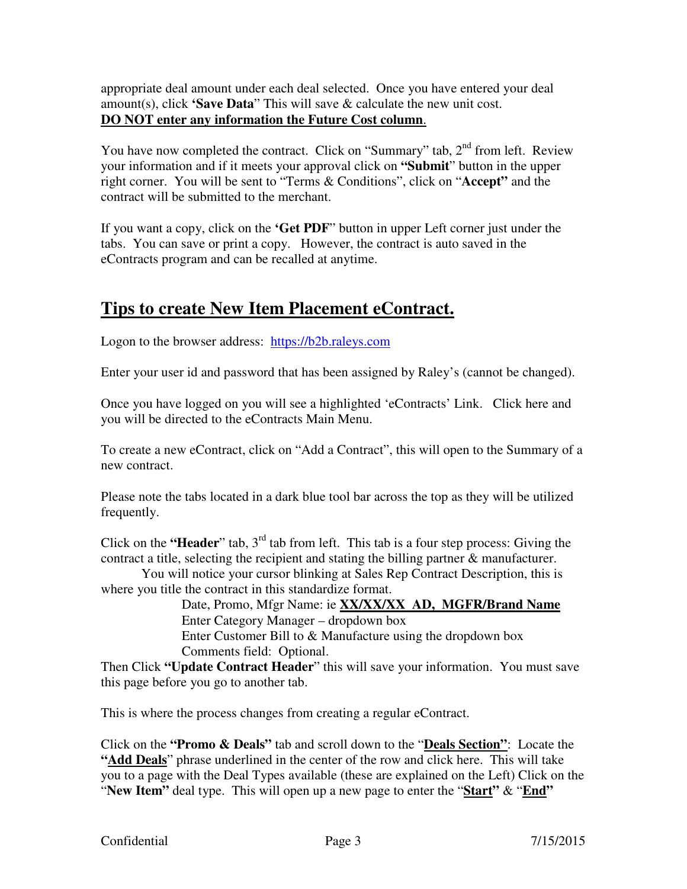appropriate deal amount under each deal selected. Once you have entered your deal amount(s), click **'Save Data**" This will save & calculate the new unit cost. **DO NOT enter any information the Future Cost column**.

You have now completed the contract. Click on "Summary" tab, 2nd from left. Review your information and if it meets your approval click on **"Submit**" button in the upper right corner. You will be sent to "Terms & Conditions", click on "**Accept"** and the contract will be submitted to the merchant.

If you want a copy, click on the **'Get PDF**" button in upper Left corner just under the tabs. You can save or print a copy. However, the contract is auto saved in the eContracts program and can be recalled at anytime.

## Tips to create New Item Placement eContract.

Logon to the browser address: https://b2b.raleys.com

Enter your user id and password that has been assigned by Raley's (cannot be changed).

Once you have logged on you will see a highlighted 'eContracts' Link. Click here and you will be directed to the eContracts Main Menu.

To create a new eContract, click on "Add a Contract", this will open to the Summary of a new contract.

Please note the tabs located in a dark blue tool bar across the top as they will be utilized frequently.

Click on the **"Header**" tab, 3rd tab from left. This tab is a four step process: Giving the contract a title, selecting the recipient and stating the billing partner & manufacturer.
You will notice your cursor blinking at Sales Rep Contract Description, this is where you title the contract in this standardize format.

Date, Promo, Mfgr Name: ie **XX/XX/XX AD, MGFR/Brand Name**
Enter Category Manager – dropdown box
Enter Customer Bill to & Manufacture using the dropdown box
Comments field: Optional.

Then Click **"Update Contract Header**" this will save your information. You must save this page before you go to another tab.

This is where the process changes from creating a regular eContract.

Click on the **"Promo & Deals"** tab and scroll down to the "**Deals Section"**: Locate the **"Add Deals**" phrase underlined in the center of the row and click here. This will take you to a page with the Deal Types available (these are explained on the Left) Click on the "**New Item"** deal type. This will open up a new page to enter the "**Start"** & "**End"**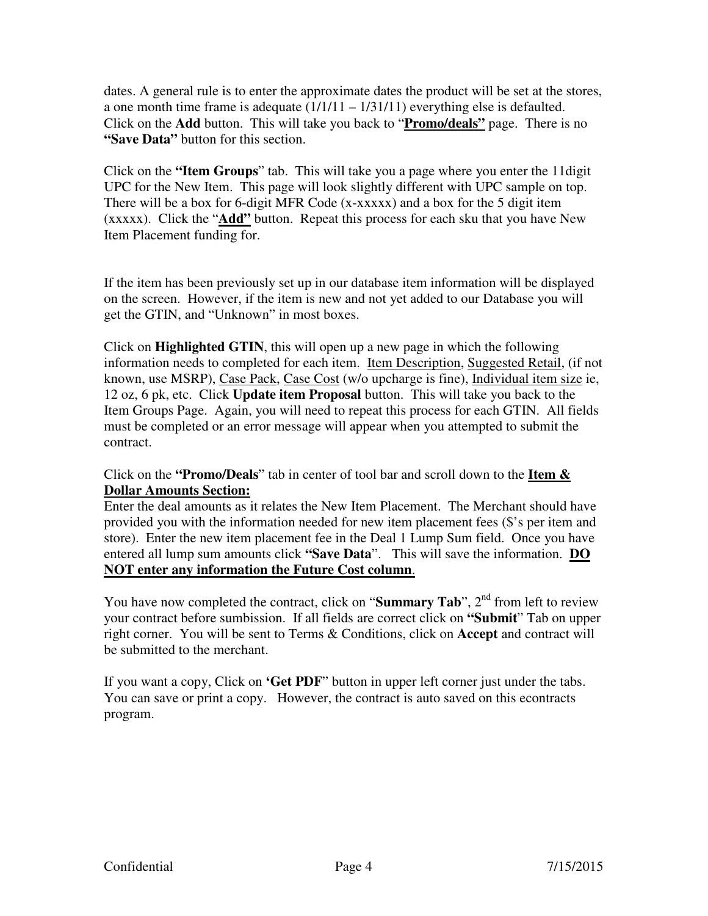dates. A general rule is to enter the approximate dates the product will be set at the stores, a one month time frame is adequate (1/1/11 – 1/31/11) everything else is defaulted. Click on the **Add** button. This will take you back to "**<u>Promo/deals"</u>** page. There is no **"Save Data"** button for this section.

Click on the **"Item Groups**" tab. This will take you a page where you enter the 11digit UPC for the New Item. This page will look slightly different with UPC sample on top. There will be a box for 6-digit MFR Code (x-xxxxx) and a box for the 5 digit item (xxxxx). Click the "**<u>Add"</u>** button. Repeat this process for each sku that you have New Item Placement funding for.

If the item has been previously set up in our database item information will be displayed on the screen. However, if the item is new and not yet added to our Database you will get the GTIN, and "Unknown" in most boxes.

Click on **Highlighted GTIN**, this will open up a new page in which the following information needs to completed for each item. <u>Item Description</u>, <u>Suggested Retail</u>, (if not known, use MSRP), <u>Case Pack</u>, <u>Case Cost</u> (w/o upcharge is fine), <u>Individual item size</u> ie, 12 oz, 6 pk, etc. Click **Update item Proposal** button. This will take you back to the Item Groups Page. Again, you will need to repeat this process for each GTIN. All fields must be completed or an error message will appear when you attempted to submit the contract.

Click on the **"Promo/Deals**" tab in center of tool bar and scroll down to the **<u>Item & Dollar Amounts Section:</u>**
Enter the deal amounts as it relates the New Item Placement. The Merchant should have provided you with the information needed for new item placement fees ($'s per item and store). Enter the new item placement fee in the Deal 1 Lump Sum field. Once you have entered all lump sum amounts click **"Save Data**". This will save the information. **<u>DO NOT enter any information the Future Cost column</u>**.

You have now completed the contract, click on "**Summary Tab**", 2nd from left to review your contract before sumbission. If all fields are correct click on **"Submit**" Tab on upper right corner. You will be sent to Terms & Conditions, click on **Accept** and contract will be submitted to the merchant.

If you want a copy, Click on **'Get PDF**" button in upper left corner just under the tabs. You can save or print a copy. However, the contract is auto saved on this econtracts program.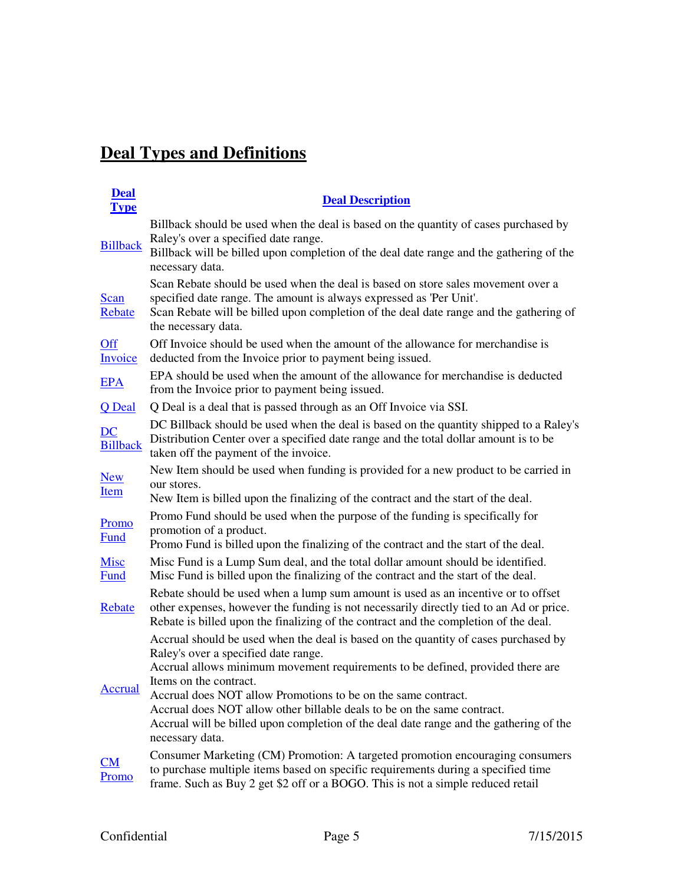## Deal Types and Definitions

| Deal Type | Deal Description |
|---|---|
| Billback | Billback should be used when the deal is based on the quantity of cases purchased by Raley's over a specified date range.<br>Billback will be billed upon completion of the deal date range and the gathering of the necessary data. |
| Scan Rebate | Scan Rebate should be used when the deal is based on store sales movement over a specified date range. The amount is always expressed as 'Per Unit'.<br>Scan Rebate will be billed upon completion of the deal date range and the gathering of the necessary data. |
| Off Invoice | Off Invoice should be used when the amount of the allowance for merchandise is deducted from the Invoice prior to payment being issued. |
| EPA | EPA should be used when the amount of the allowance for merchandise is deducted from the Invoice prior to payment being issued. |
| Q Deal | Q Deal is a deal that is passed through as an Off Invoice via SSI. |
| DC Billback | DC Billback should be used when the deal is based on the quantity shipped to a Raley's Distribution Center over a specified date range and the total dollar amount is to be taken off the payment of the invoice. |
| New Item | New Item should be used when funding is provided for a new product to be carried in our stores.<br>New Item is billed upon the finalizing of the contract and the start of the deal. |
| Promo Fund | Promo Fund should be used when the purpose of the funding is specifically for promotion of a product.<br>Promo Fund is billed upon the finalizing of the contract and the start of the deal. |
| Misc Fund | Misc Fund is a Lump Sum deal, and the total dollar amount should be identified.<br>Misc Fund is billed upon the finalizing of the contract and the start of the deal. |
| Rebate | Rebate should be used when a lump sum amount is used as an incentive or to offset other expenses, however the funding is not necessarily directly tied to an Ad or price.<br>Rebate is billed upon the finalizing of the contract and the completion of the deal. |
| Accrual | Accrual should be used when the deal is based on the quantity of cases purchased by Raley's over a specified date range.<br>Accrual allows minimum movement requirements to be defined, provided there are Items on the contract.<br>Accrual does NOT allow Promotions to be on the same contract.<br>Accrual does NOT allow other billable deals to be on the same contract.<br>Accrual will be billed upon completion of the deal date range and the gathering of the necessary data. |
| CM Promo | Consumer Marketing (CM) Promotion: A targeted promotion encouraging consumers to purchase multiple items based on specific requirements during a specified time frame. Such as Buy 2 get $2 off or a BOGO. This is not a simple reduced retail |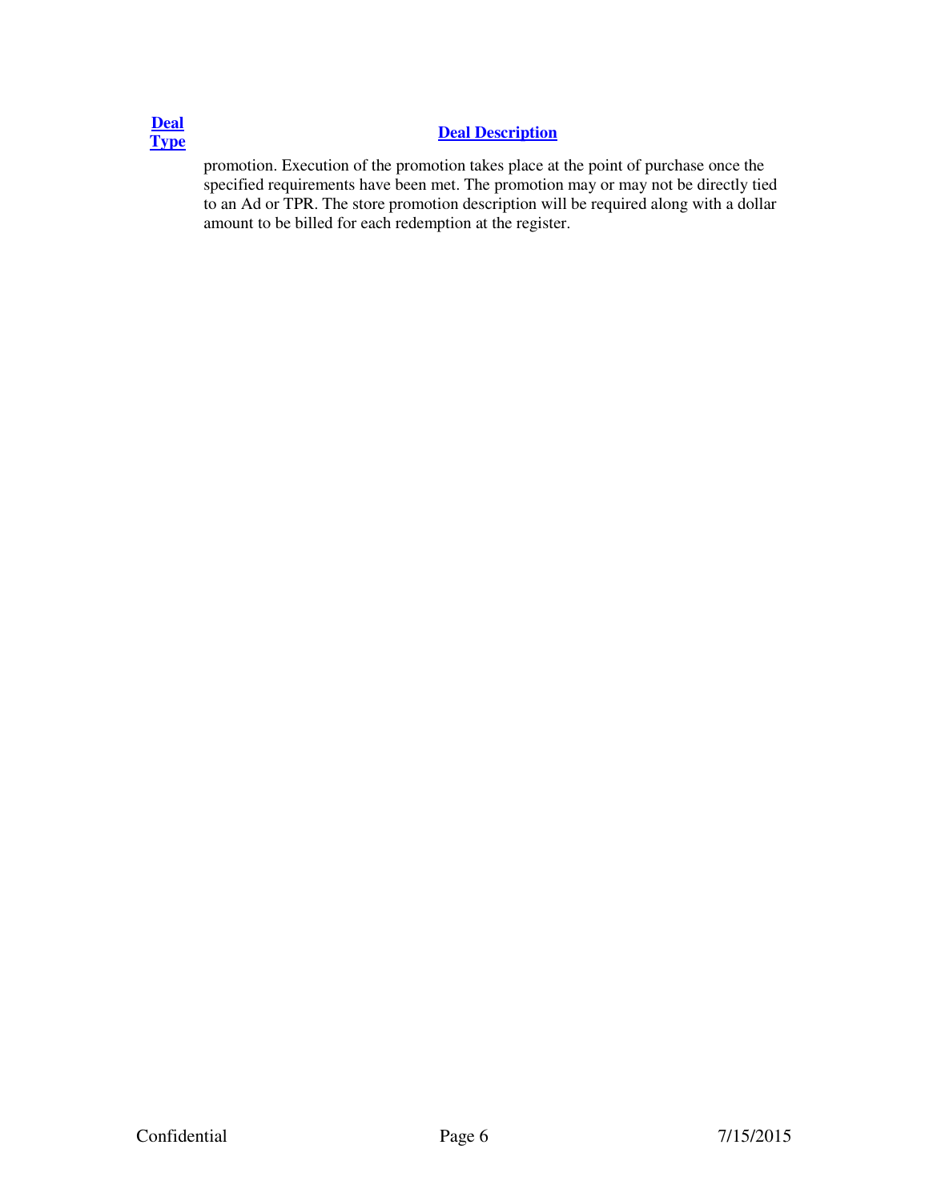| Deal Type | Deal Description |
|---|---|
| | promotion. Execution of the promotion takes place at the point of purchase once the specified requirements have been met. The promotion may or may not be directly tied to an Ad or TPR. The store promotion description will be required along with a dollar amount to be billed for each redemption at the register. |